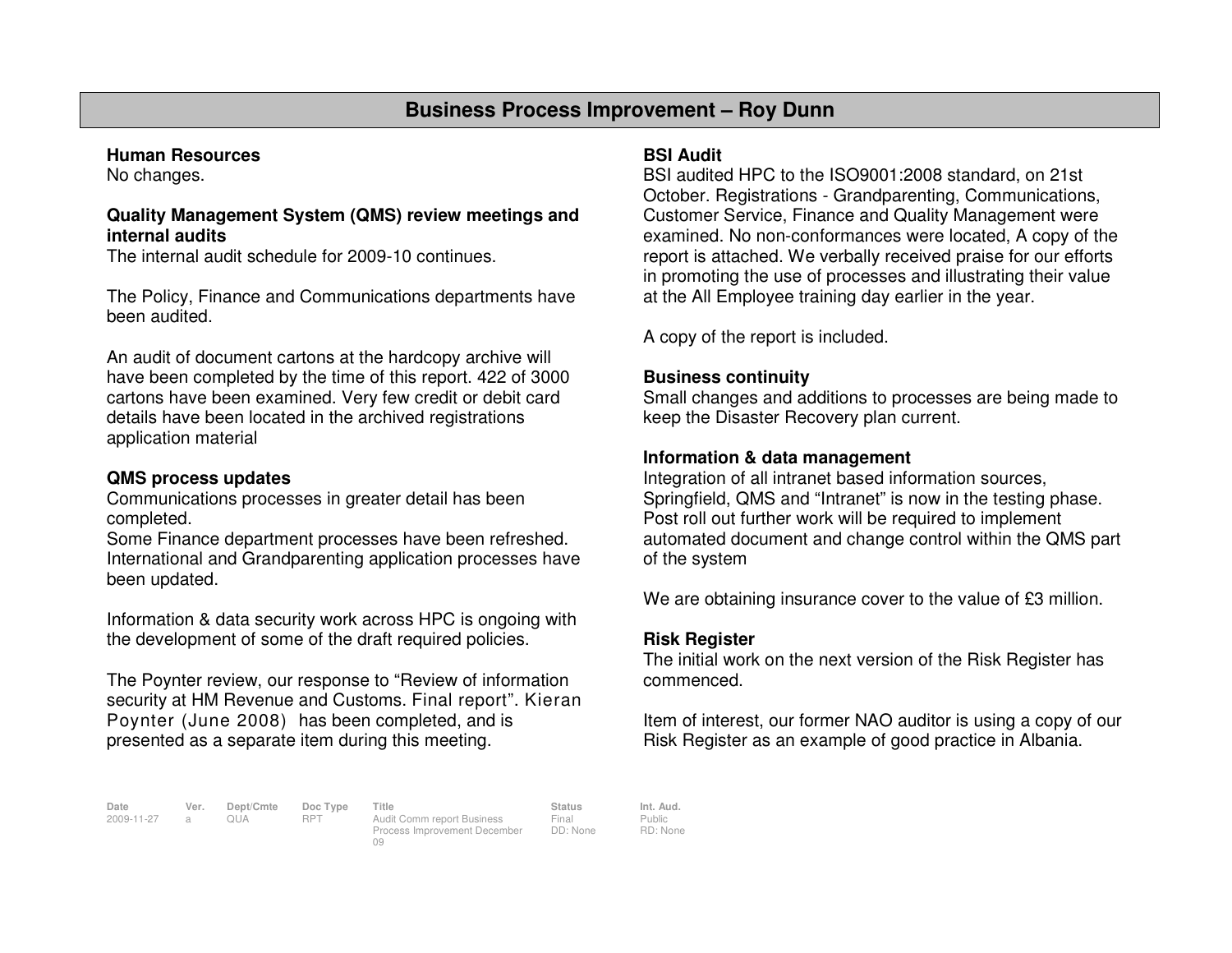# Business Process Improvement – Roy Dunn

**Human Resources**

No changes.

**Quality Management System (QMS) review meetings and internal audits**

The internal audit schedule for 2009-10 continues.

The Policy, Finance and Communications departments have been audited.

An audit of document cartons at the hardcopy archive will have been completed by the time of this report. 422 of 3000 cartons have been examined. Very few credit or debit card details have been located in the archived registrations application material

**QMS process updates**

Communications processes in greater detail has been completed.
Some Finance department processes have been refreshed. International and Grandparenting application processes have been updated.

Information & data security work across HPC is ongoing with the development of some of the draft required policies.

The Poynter review, our response to "Review of information security at HM Revenue and Customs. Final report". Kieran Poynter (June 2008) has been completed, and is presented as a separate item during this meeting.

**BSI Audit**

BSI audited HPC to the ISO9001:2008 standard, on 21st October. Registrations - Grandparenting, Communications, Customer Service, Finance and Quality Management were examined. No non-conformances were located, A copy of the report is attached. We verbally received praise for our efforts in promoting the use of processes and illustrating their value at the All Employee training day earlier in the year.

A copy of the report is included.

**Business continuity**

Small changes and additions to processes are being made to keep the Disaster Recovery plan current.

**Information & data management**

Integration of all intranet based information sources, Springfield, QMS and "Intranet" is now in the testing phase. Post roll out further work will be required to implement automated document and change control within the QMS part of the system

We are obtaining insurance cover to the value of £3 million.

**Risk Register**

The initial work on the next version of the Risk Register has commenced.

Item of interest, our former NAO auditor is using a copy of our Risk Register as an example of good practice in Albania.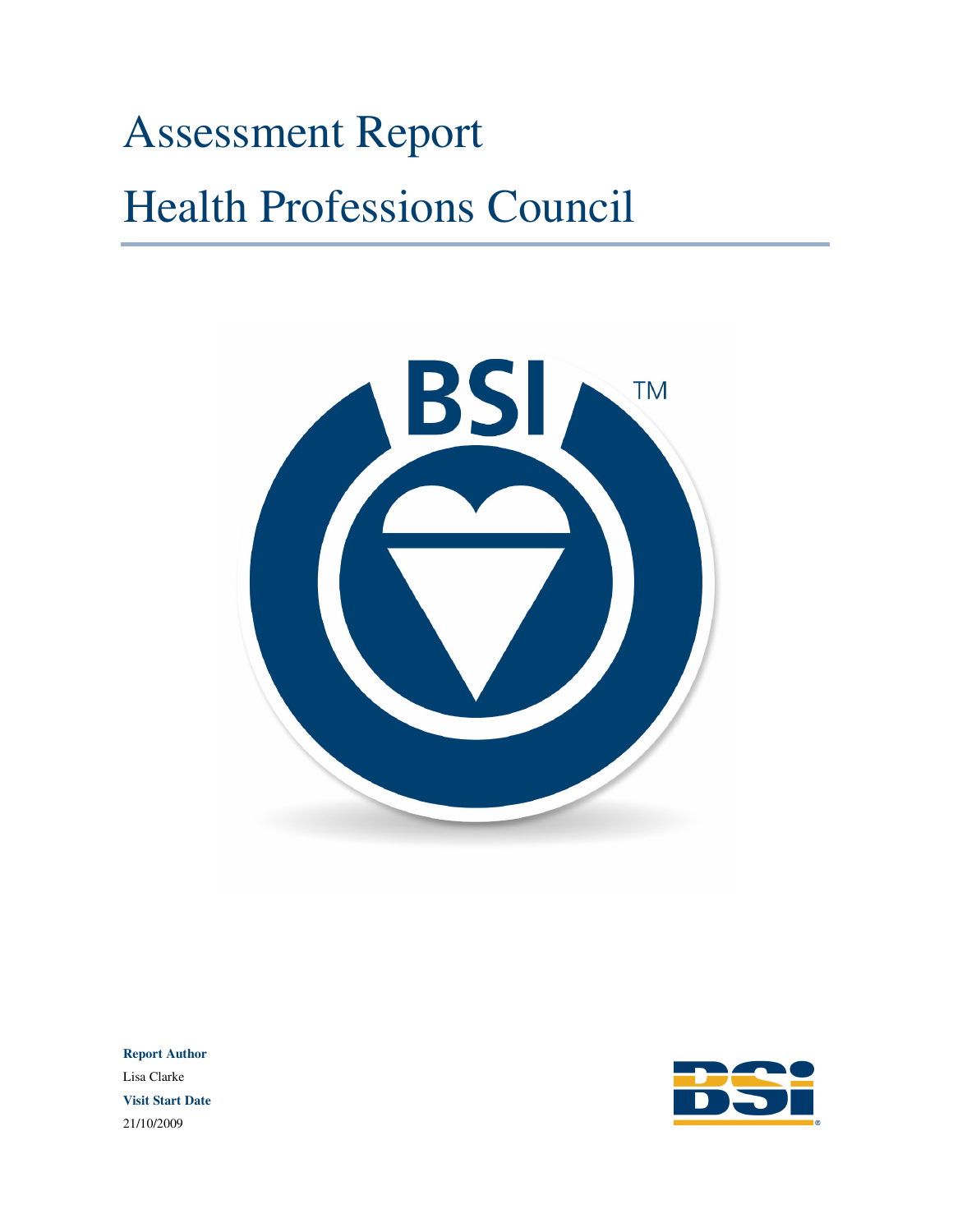# Assessment Report

# Health Professions Council

**Report Author**

Lisa Clarke

**Visit Start Date**

21/10/2009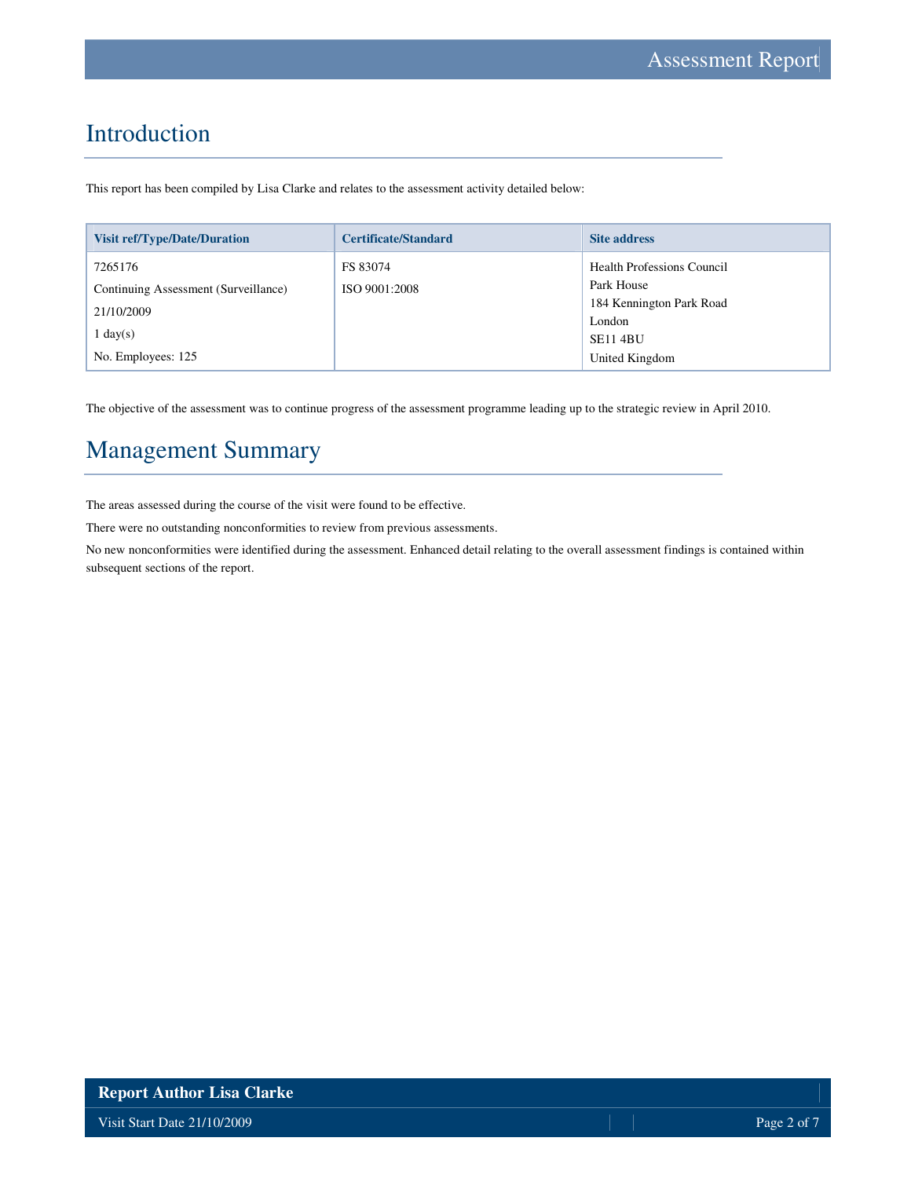## Introduction

This report has been compiled by Lisa Clarke and relates to the assessment activity detailed below:

| Visit ref/Type/Date/Duration | Certificate/Standard | Site address |
|---|---|---|
| 7265176<br>Continuing Assessment (Surveillance)<br>21/10/2009<br>1 day(s)<br>No. Employees: 125 | FS 83074<br>ISO 9001:2008 | Health Professions Council<br>Park House<br>184 Kennington Park Road<br>London<br>SE11 4BU<br>United Kingdom |

The objective of the assessment was to continue progress of the assessment programme leading up to the strategic review in April 2010.

## Management Summary

The areas assessed during the course of the visit were found to be effective.

There were no outstanding nonconformities to review from previous assessments.

No new nonconformities were identified during the assessment. Enhanced detail relating to the overall assessment findings is contained within subsequent sections of the report.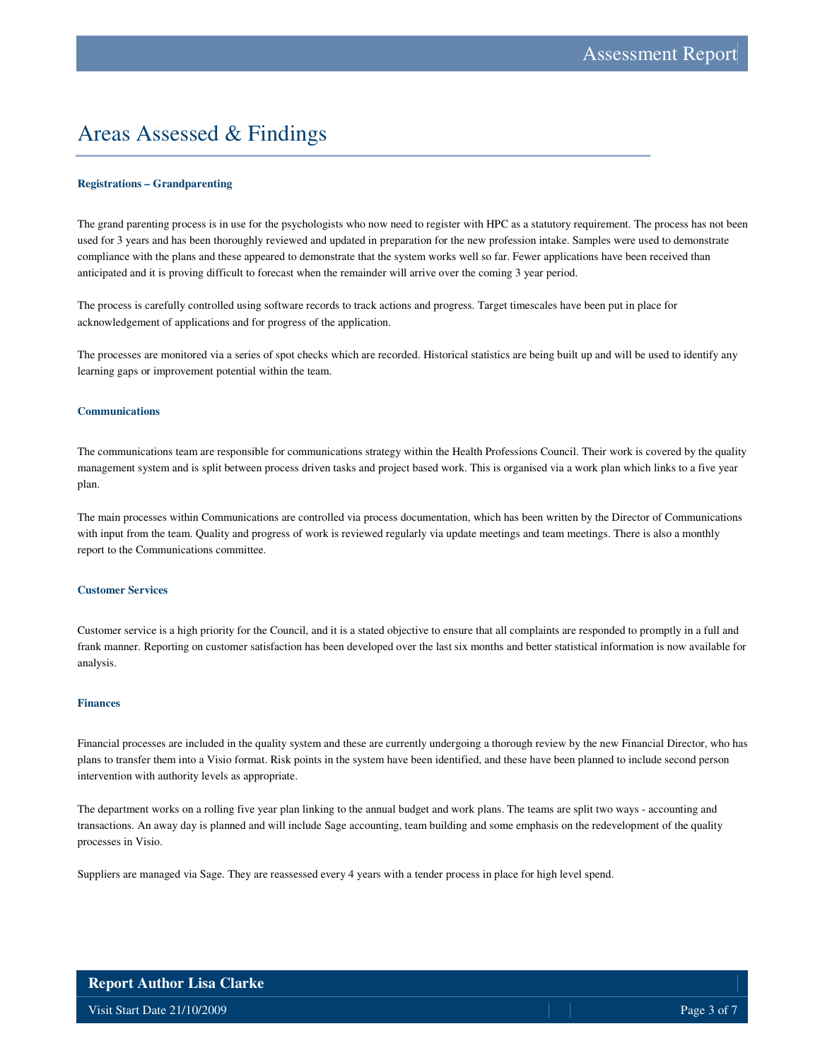# Areas Assessed & Findings

### Registrations – Grandparenting

The grand parenting process is in use for the psychologists who now need to register with HPC as a statutory requirement. The process has not been used for 3 years and has been thoroughly reviewed and updated in preparation for the new profession intake. Samples were used to demonstrate compliance with the plans and these appeared to demonstrate that the system works well so far. Fewer applications have been received than anticipated and it is proving difficult to forecast when the remainder will arrive over the coming 3 year period.

The process is carefully controlled using software records to track actions and progress. Target timescales have been put in place for acknowledgement of applications and for progress of the application.

The processes are monitored via a series of spot checks which are recorded. Historical statistics are being built up and will be used to identify any learning gaps or improvement potential within the team.

### Communications

The communications team are responsible for communications strategy within the Health Professions Council. Their work is covered by the quality management system and is split between process driven tasks and project based work. This is organised via a work plan which links to a five year plan.

The main processes within Communications are controlled via process documentation, which has been written by the Director of Communications with input from the team. Quality and progress of work is reviewed regularly via update meetings and team meetings. There is also a monthly report to the Communications committee.

### Customer Services

Customer service is a high priority for the Council, and it is a stated objective to ensure that all complaints are responded to promptly in a full and frank manner. Reporting on customer satisfaction has been developed over the last six months and better statistical information is now available for analysis.

### Finances

Financial processes are included in the quality system and these are currently undergoing a thorough review by the new Financial Director, who has plans to transfer them into a Visio format. Risk points in the system have been identified, and these have been planned to include second person intervention with authority levels as appropriate.

The department works on a rolling five year plan linking to the annual budget and work plans. The teams are split two ways - accounting and transactions. An away day is planned and will include Sage accounting, team building and some emphasis on the redevelopment of the quality processes in Visio.

Suppliers are managed via Sage. They are reassessed every 4 years with a tender process in place for high level spend.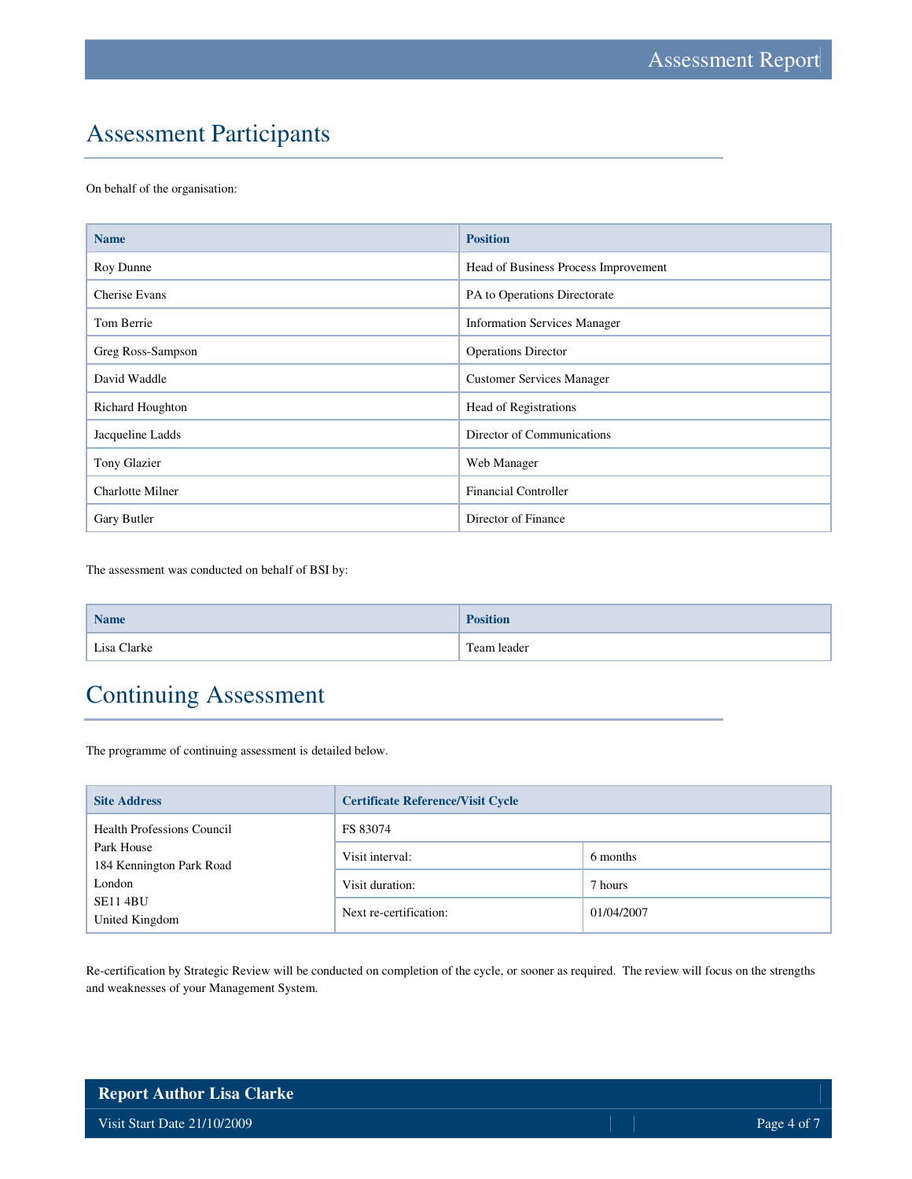## Assessment Participants

On behalf of the organisation:

| Name | Position |
|---|---|
| Roy Dunne | Head of Business Process Improvement |
| Cherise Evans | PA to Operations Directorate |
| Tom Berrie | Information Services Manager |
| Greg Ross-Sampson | Operations Director |
| David Waddle | Customer Services Manager |
| Richard Houghton | Head of Registrations |
| Jacqueline Ladds | Director of Communications |
| Tony Glazier | Web Manager |
| Charlotte Milner | Financial Controller |
| Gary Butler | Director of Finance |

The assessment was conducted on behalf of BSI by:

| Name | Position |
|---|---|
| Lisa Clarke | Team leader |

## Continuing Assessment

The programme of continuing assessment is detailed below.

| Site Address | Certificate Reference/Visit Cycle | |
|---|---|---|
| Health Professions Council<br>Park House<br>184 Kennington Park Road<br>London<br>SE11 4BU<br>United Kingdom | FS 83074 | |
| | Visit interval: | 6 months |
| | Visit duration: | 7 hours |
| | Next re-certification: | 01/04/2007 |

Re-certification by Strategic Review will be conducted on completion of the cycle, or sooner as required. The review will focus on the strengths and weaknesses of your Management System.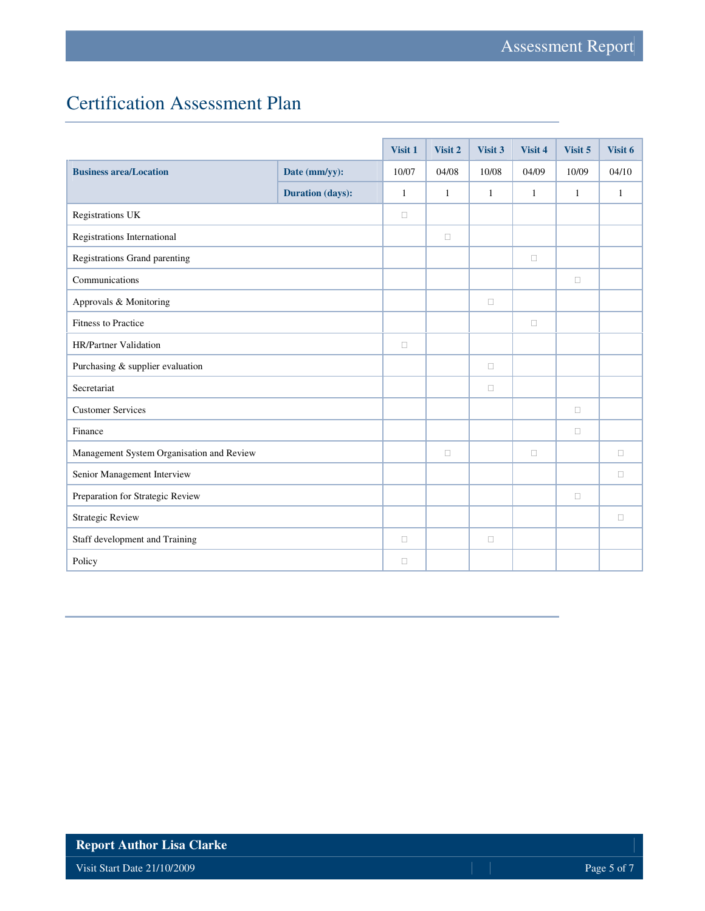# Certification Assessment Plan

| Business area/Location | | Visit 1 | Visit 2 | Visit 3 | Visit 4 | Visit 5 | Visit 6 |
|---|---|---|---|---|---|---|---|
| | Date (mm/yy): | 10/07 | 04/08 | 10/08 | 04/09 | 10/09 | 04/10 |
| | Duration (days): | 1 | 1 | 1 | 1 | 1 | 1 |
| Registrations UK | | □ | | | | | |
| Registrations International | | | □ | | | | |
| Registrations Grand parenting | | | | | □ | | |
| Communications | | | | | | □ | |
| Approvals & Monitoring | | | | □ | | | |
| Fitness to Practice | | | | | □ | | |
| HR/Partner Validation | | □ | | | | | |
| Purchasing & supplier evaluation | | | | □ | | | |
| Secretariat | | | | □ | | | |
| Customer Services | | | | | | □ | |
| Finance | | | | | | □ | |
| Management System Organisation and Review | | | □ | | □ | | □ |
| Senior Management Interview | | | | | | | □ |
| Preparation for Strategic Review | | | | | | □ | |
| Strategic Review | | | | | | | □ |
| Staff development and Training | | □ | | □ | | | |
| Policy | | □ | | | | | |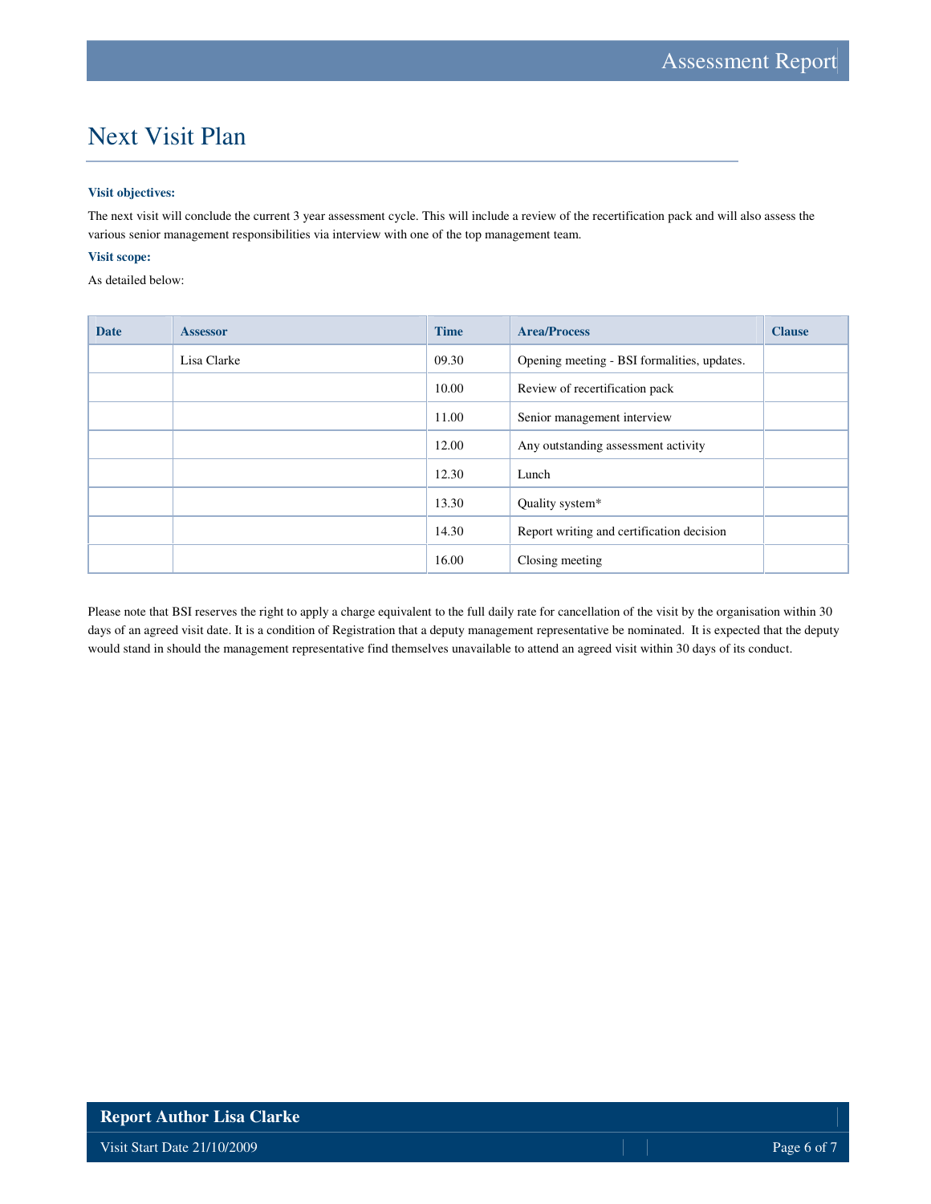# Next Visit Plan

**Visit objectives:**

The next visit will conclude the current 3 year assessment cycle. This will include a review of the recertification pack and will also assess the various senior management responsibilities via interview with one of the top management team.

**Visit scope:**

As detailed below:

| Date | Assessor | Time | Area/Process | Clause |
|---|---|---|---|---|
| | Lisa Clarke | 09.30 | Opening meeting - BSI formalities, updates. | |
| | | 10.00 | Review of recertification pack | |
| | | 11.00 | Senior management interview | |
| | | 12.00 | Any outstanding assessment activity | |
| | | 12.30 | Lunch | |
| | | 13.30 | Quality system* | |
| | | 14.30 | Report writing and certification decision | |
| | | 16.00 | Closing meeting | |

Please note that BSI reserves the right to apply a charge equivalent to the full daily rate for cancellation of the visit by the organisation within 30 days of an agreed visit date. It is a condition of Registration that a deputy management representative be nominated. It is expected that the deputy would stand in should the management representative find themselves unavailable to attend an agreed visit within 30 days of its conduct.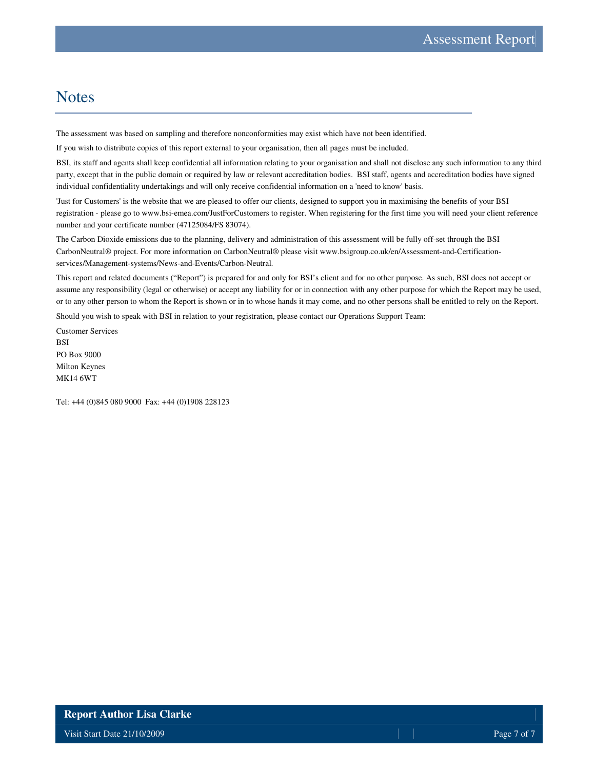## Notes

The assessment was based on sampling and therefore nonconformities may exist which have not been identified.

If you wish to distribute copies of this report external to your organisation, then all pages must be included.

BSI, its staff and agents shall keep confidential all information relating to your organisation and shall not disclose any such information to any third party, except that in the public domain or required by law or relevant accreditation bodies.  BSI staff, agents and accreditation bodies have signed individual confidentiality undertakings and will only receive confidential information on a 'need to know' basis.

'Just for Customers' is the website that we are pleased to offer our clients, designed to support you in maximising the benefits of your BSI registration - please go to www.bsi-emea.com/JustForCustomers to register. When registering for the first time you will need your client reference number and your certificate number (47125084/FS 83074).

The Carbon Dioxide emissions due to the planning, delivery and administration of this assessment will be fully off-set through the BSI CarbonNeutral® project. For more information on CarbonNeutral® please visit www.bsigroup.co.uk/en/Assessment-and-Certification-services/Management-systems/News-and-Events/Carbon-Neutral.

This report and related documents ("Report") is prepared for and only for BSI's client and for no other purpose. As such, BSI does not accept or assume any responsibility (legal or otherwise) or accept any liability for or in connection with any other purpose for which the Report may be used, or to any other person to whom the Report is shown or in to whose hands it may come, and no other persons shall be entitled to rely on the Report.

Should you wish to speak with BSI in relation to your registration, please contact our Operations Support Team:

Customer Services
BSI
PO Box 9000
Milton Keynes
MK14 6WT

Tel: +44 (0)845 080 9000  Fax: +44 (0)1908 228123

**Report Author Lisa Clarke**

Visit Start Date 21/10/2009